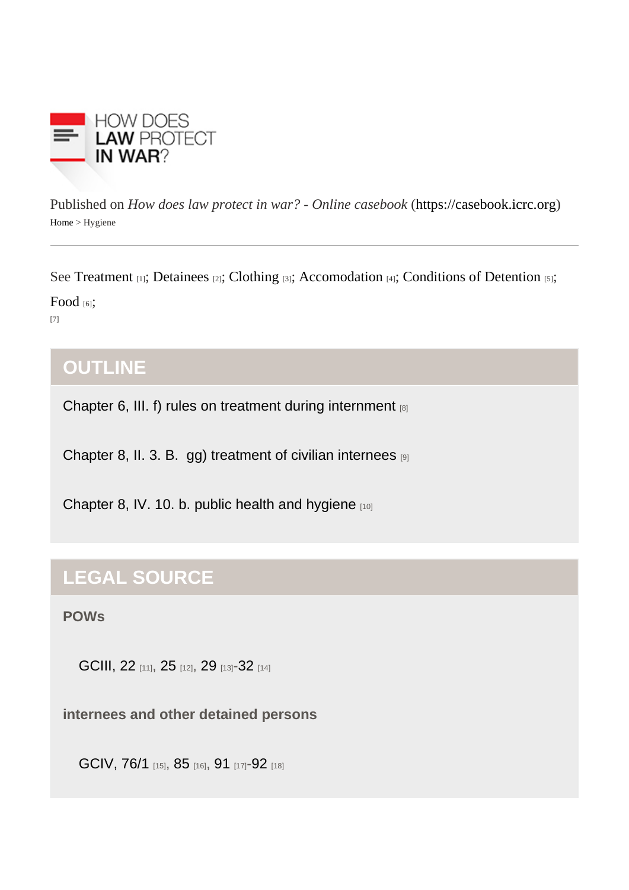HOW DOES LAW PROTECT IN WAR?

Published on *How does law protect in war? - Online casebook* (https://casebook.icrc.org)

Home > Hygiene

See Treatment [1]; Detainees [2]; Clothing [3]; Accomodation [4]; Conditions of Detention [5]; Food [6];

[7]

## OUTLINE

Chapter 6, III. f) rules on treatment during internment [8]

Chapter 8, II. 3. B. gg) treatment of civilian internees [9]

Chapter 8, IV. 10. b. public health and hygiene [10]

## LEGAL SOURCE

### POWs

GCIII, 22 [11], 25 [12], 29 [13]-32 [14]

### internees and other detained persons

GCIV, 76/1 [15], 85 [16], 91 [17]-92 [18]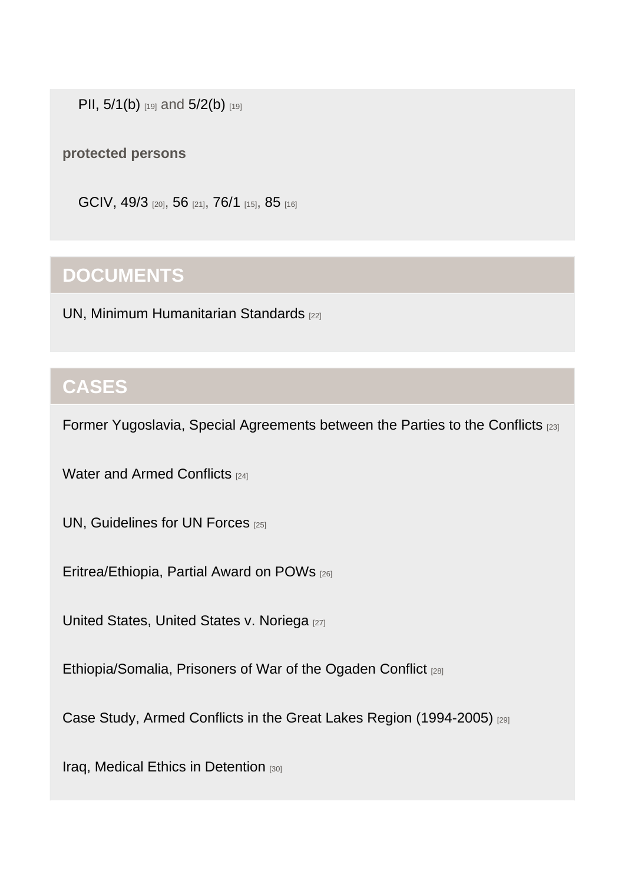PII, 5/1(b) [19] and 5/2(b) [19]

**protected persons**

GCIV, 49/3 [20], 56 [21], 76/1 [15], 85 [16]

## DOCUMENTS

UN, Minimum Humanitarian Standards [22]

## CASES

Former Yugoslavia, Special Agreements between the Parties to the Conflicts [23]

Water and Armed Conflicts [24]

UN, Guidelines for UN Forces [25]

Eritrea/Ethiopia, Partial Award on POWs [26]

United States, United States v. Noriega [27]

Ethiopia/Somalia, Prisoners of War of the Ogaden Conflict [28]

Case Study, Armed Conflicts in the Great Lakes Region (1994-2005) [29]

Iraq, Medical Ethics in Detention [30]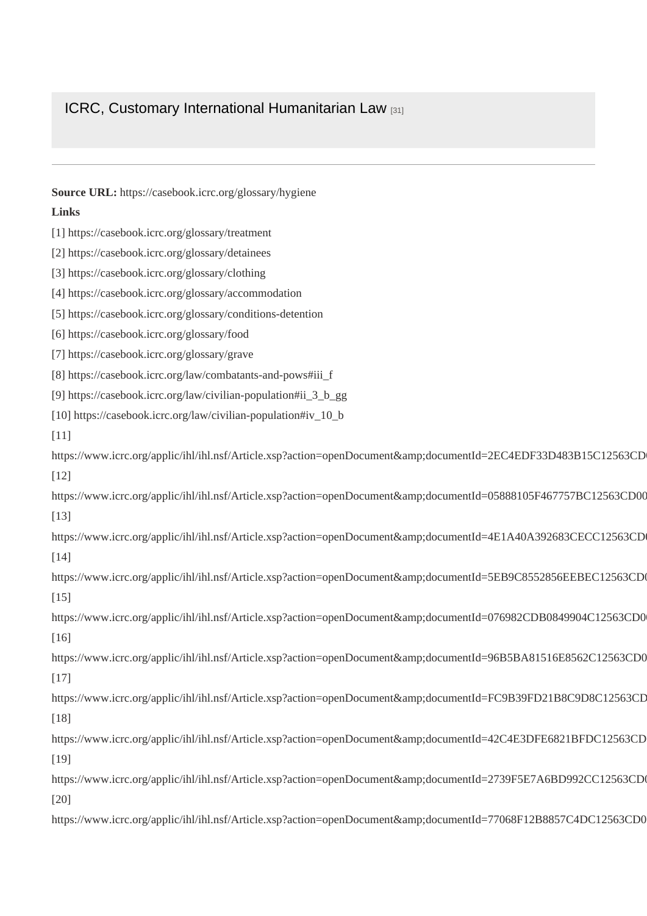ICRC, Customary International Humanitarian Law [31]

---

**Source URL:** https://casebook.icrc.org/glossary/hygiene

**Links**

[1] https://casebook.icrc.org/glossary/treatment

[2] https://casebook.icrc.org/glossary/detainees

[3] https://casebook.icrc.org/glossary/clothing

[4] https://casebook.icrc.org/glossary/accommodation

[5] https://casebook.icrc.org/glossary/conditions-detention

[6] https://casebook.icrc.org/glossary/food

[7] https://casebook.icrc.org/glossary/grave

[8] https://casebook.icrc.org/law/combatants-and-pows#iii_f

[9] https://casebook.icrc.org/law/civilian-population#ii_3_b_gg

[10] https://casebook.icrc.org/law/civilian-population#iv_10_b

[11]
https://www.icrc.org/applic/ihl/ihl.nsf/Article.xsp?action=openDocument&amp;documentId=2EC4EDF33D483B15C12563CD0

[12]
https://www.icrc.org/applic/ihl/ihl.nsf/Article.xsp?action=openDocument&amp;documentId=05888105F467757BC12563CD00

[13]
https://www.icrc.org/applic/ihl/ihl.nsf/Article.xsp?action=openDocument&amp;documentId=4E1A40A392683CECC12563CD0

[14]
https://www.icrc.org/applic/ihl/ihl.nsf/Article.xsp?action=openDocument&amp;documentId=5EB9C8552856EEBEC12563CD0

[15]
https://www.icrc.org/applic/ihl/ihl.nsf/Article.xsp?action=openDocument&amp;documentId=076982CDB0849904C12563CD0

[16]
https://www.icrc.org/applic/ihl/ihl.nsf/Article.xsp?action=openDocument&amp;documentId=96B5BA81516E8562C12563CD0

[17]
https://www.icrc.org/applic/ihl/ihl.nsf/Article.xsp?action=openDocument&amp;documentId=FC9B39FD21B8C9D8C12563CD

[18]
https://www.icrc.org/applic/ihl/ihl.nsf/Article.xsp?action=openDocument&amp;documentId=42C4E3DFE6821BFDC12563CD

[19]
https://www.icrc.org/applic/ihl/ihl.nsf/Article.xsp?action=openDocument&amp;documentId=2739F5E7A6BD992CC12563CD0

[20]
https://www.icrc.org/applic/ihl/ihl.nsf/Article.xsp?action=openDocument&amp;documentId=77068F12B8857C4DC12563CD0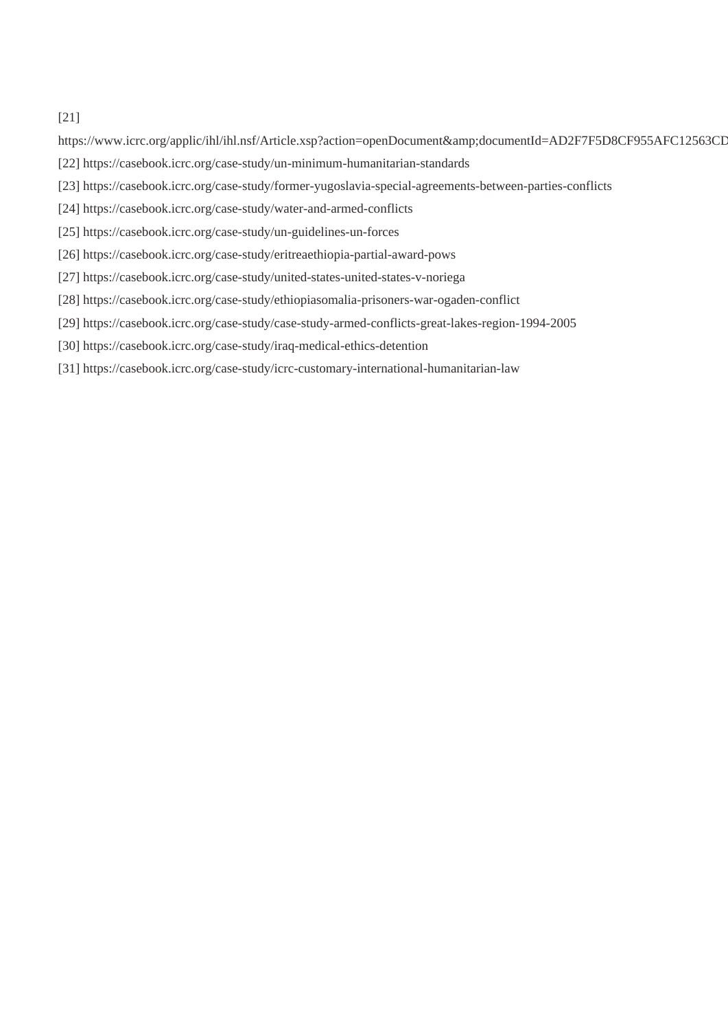[21]

https://www.icrc.org/applic/ihl/ihl.nsf/Article.xsp?action=openDocument&amp;documentId=AD2F7F5D8CF955AFC12563CD

[22] https://casebook.icrc.org/case-study/un-minimum-humanitarian-standards

[23] https://casebook.icrc.org/case-study/former-yugoslavia-special-agreements-between-parties-conflicts

[24] https://casebook.icrc.org/case-study/water-and-armed-conflicts

[25] https://casebook.icrc.org/case-study/un-guidelines-un-forces

[26] https://casebook.icrc.org/case-study/eritreaethiopia-partial-award-pows

[27] https://casebook.icrc.org/case-study/united-states-united-states-v-noriega

[28] https://casebook.icrc.org/case-study/ethiopiasomalia-prisoners-war-ogaden-conflict

[29] https://casebook.icrc.org/case-study/case-study-armed-conflicts-great-lakes-region-1994-2005

[30] https://casebook.icrc.org/case-study/iraq-medical-ethics-detention

[31] https://casebook.icrc.org/case-study/icrc-customary-international-humanitarian-law